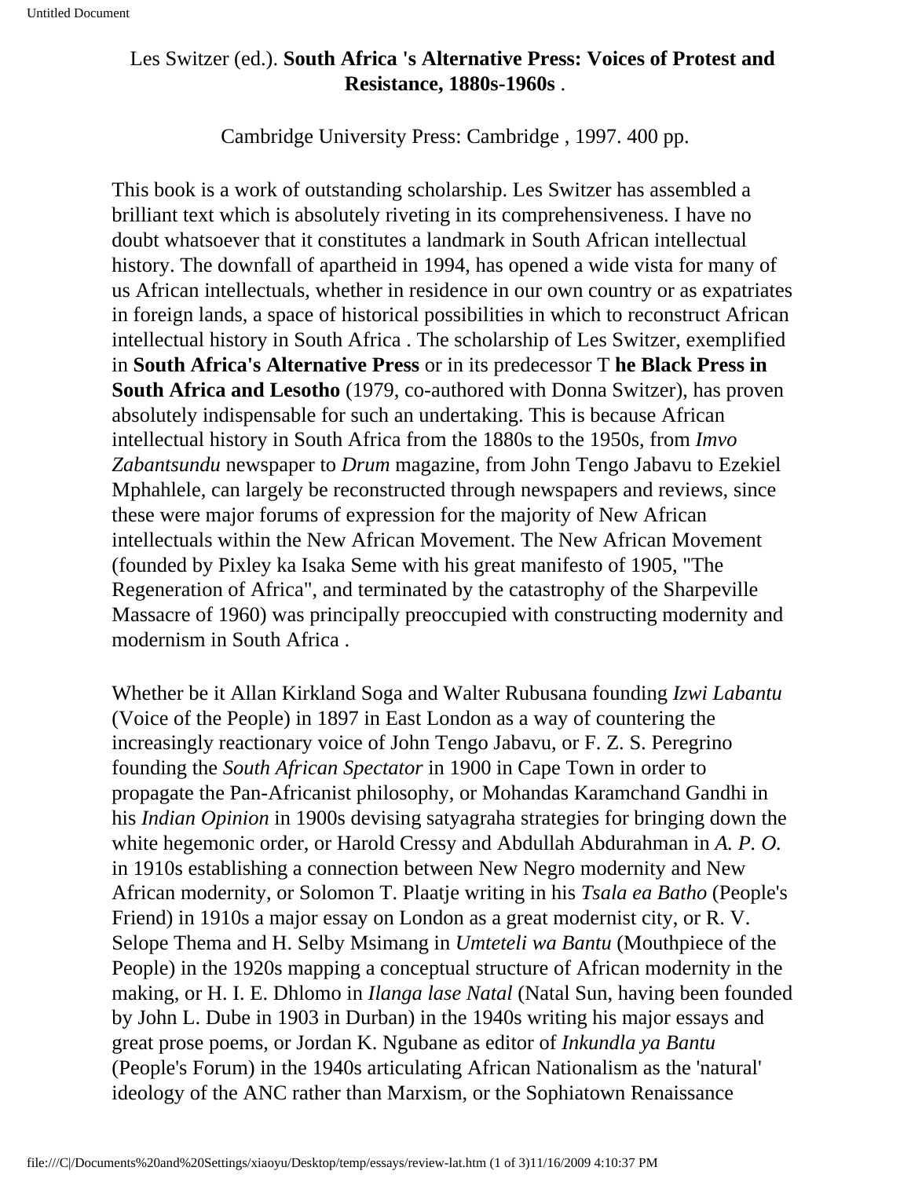Les Switzer (ed.). **South Africa 's Alternative Press: Voices of Protest and Resistance, 1880s-1960s** .

Cambridge University Press: Cambridge , 1997. 400 pp.

This book is a work of outstanding scholarship. Les Switzer has assembled a brilliant text which is absolutely riveting in its comprehensiveness. I have no doubt whatsoever that it constitutes a landmark in South African intellectual history. The downfall of apartheid in 1994, has opened a wide vista for many of us African intellectuals, whether in residence in our own country or as expatriates in foreign lands, a space of historical possibilities in which to reconstruct African intellectual history in South Africa . The scholarship of Les Switzer, exemplified in **South Africa's Alternative Press** or in its predecessor T **he Black Press in South Africa and Lesotho** (1979, co-authored with Donna Switzer), has proven absolutely indispensable for such an undertaking. This is because African intellectual history in South Africa from the 1880s to the 1950s, from *Imvo Zabantsundu* newspaper to *Drum* magazine, from John Tengo Jabavu to Ezekiel Mphahlele, can largely be reconstructed through newspapers and reviews, since these were major forums of expression for the majority of New African intellectuals within the New African Movement. The New African Movement (founded by Pixley ka Isaka Seme with his great manifesto of 1905, "The Regeneration of Africa", and terminated by the catastrophy of the Sharpeville Massacre of 1960) was principally preoccupied with constructing modernity and modernism in South Africa .

Whether be it Allan Kirkland Soga and Walter Rubusana founding *Izwi Labantu* (Voice of the People) in 1897 in East London as a way of countering the increasingly reactionary voice of John Tengo Jabavu, or F. Z. S. Peregrino founding the *South African Spectator* in 1900 in Cape Town in order to propagate the Pan-Africanist philosophy, or Mohandas Karamchand Gandhi in his *Indian Opinion* in 1900s devising satyagraha strategies for bringing down the white hegemonic order, or Harold Cressy and Abdullah Abdurahman in *A. P. O.* in 1910s establishing a connection between New Negro modernity and New African modernity, or Solomon T. Plaatje writing in his *Tsala ea Batho* (People's Friend) in 1910s a major essay on London as a great modernist city, or R. V. Selope Thema and H. Selby Msimang in *Umteteli wa Bantu* (Mouthpiece of the People) in the 1920s mapping a conceptual structure of African modernity in the making, or H. I. E. Dhlomo in *Ilanga lase Natal* (Natal Sun, having been founded by John L. Dube in 1903 in Durban) in the 1940s writing his major essays and great prose poems, or Jordan K. Ngubane as editor of *Inkundla ya Bantu* (People's Forum) in the 1940s articulating African Nationalism as the 'natural' ideology of the ANC rather than Marxism, or the Sophiatown Renaissance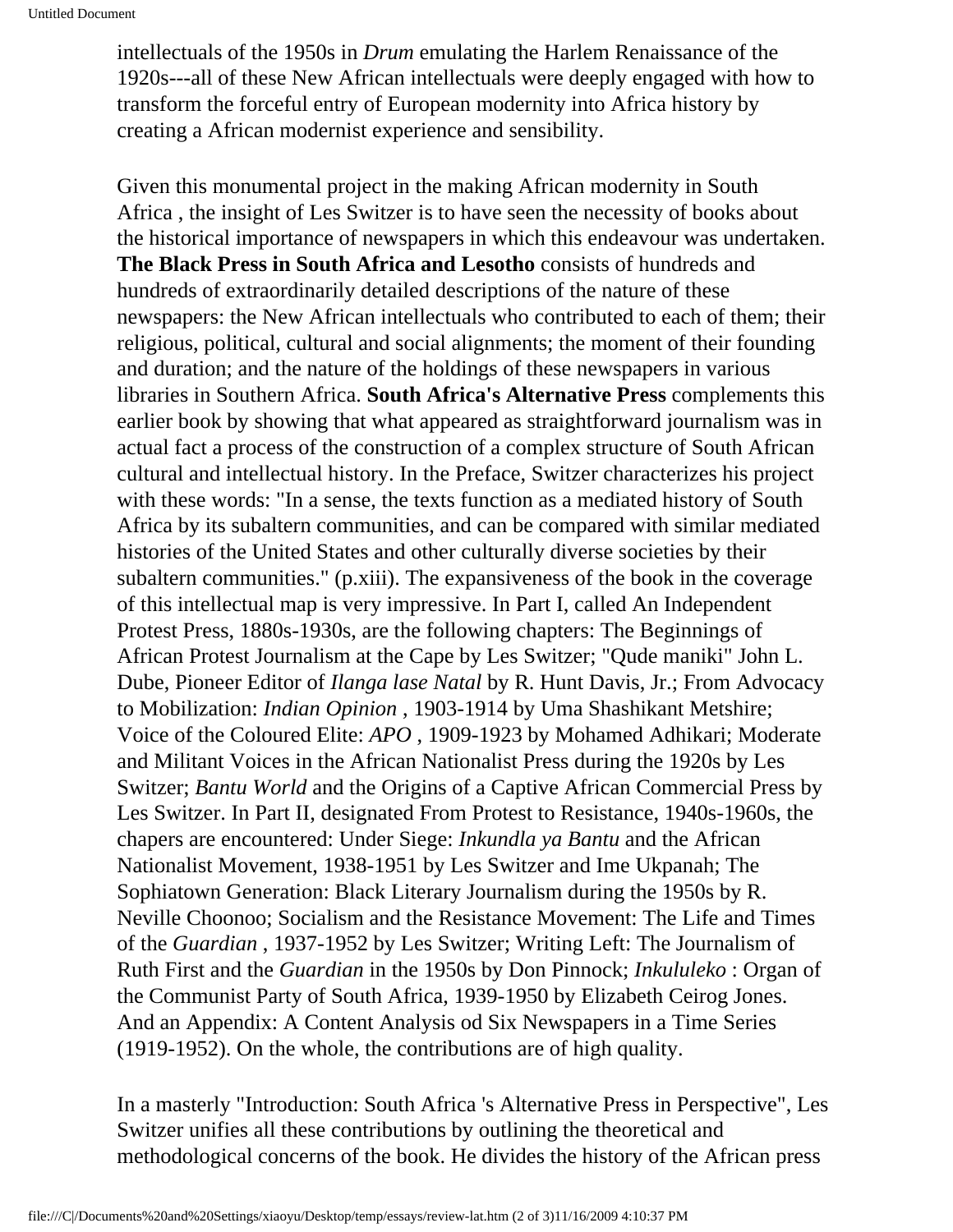intellectuals of the 1950s in *Drum* emulating the Harlem Renaissance of the 1920s---all of these New African intellectuals were deeply engaged with how to transform the forceful entry of European modernity into Africa history by creating a African modernist experience and sensibility.

Given this monumental project in the making African modernity in South Africa , the insight of Les Switzer is to have seen the necessity of books about the historical importance of newspapers in which this endeavour was undertaken. **The Black Press in South Africa and Lesotho** consists of hundreds and hundreds of extraordinarily detailed descriptions of the nature of these newspapers: the New African intellectuals who contributed to each of them; their religious, political, cultural and social alignments; the moment of their founding and duration; and the nature of the holdings of these newspapers in various libraries in Southern Africa. **South Africa's Alternative Press** complements this earlier book by showing that what appeared as straightforward journalism was in actual fact a process of the construction of a complex structure of South African cultural and intellectual history. In the Preface, Switzer characterizes his project with these words: "In a sense, the texts function as a mediated history of South Africa by its subaltern communities, and can be compared with similar mediated histories of the United States and other culturally diverse societies by their subaltern communities." (p.xiii). The expansiveness of the book in the coverage of this intellectual map is very impressive. In Part I, called An Independent Protest Press, 1880s-1930s, are the following chapters: The Beginnings of African Protest Journalism at the Cape by Les Switzer; "Qude maniki" John L. Dube, Pioneer Editor of *Ilanga lase Natal* by R. Hunt Davis, Jr.; From Advocacy to Mobilization: *Indian Opinion* , 1903-1914 by Uma Shashikant Metshire; Voice of the Coloured Elite: *APO* , 1909-1923 by Mohamed Adhikari; Moderate and Militant Voices in the African Nationalist Press during the 1920s by Les Switzer; *Bantu World* and the Origins of a Captive African Commercial Press by Les Switzer. In Part II, designated From Protest to Resistance, 1940s-1960s, the chapers are encountered: Under Siege: *Inkundla ya Bantu* and the African Nationalist Movement, 1938-1951 by Les Switzer and Ime Ukpanah; The Sophiatown Generation: Black Literary Journalism during the 1950s by R. Neville Choonoo; Socialism and the Resistance Movement: The Life and Times of the *Guardian* , 1937-1952 by Les Switzer; Writing Left: The Journalism of Ruth First and the *Guardian* in the 1950s by Don Pinnock; *Inkululeko* : Organ of the Communist Party of South Africa, 1939-1950 by Elizabeth Ceirog Jones. And an Appendix: A Content Analysis od Six Newspapers in a Time Series (1919-1952). On the whole, the contributions are of high quality.

In a masterly "Introduction: South Africa 's Alternative Press in Perspective", Les Switzer unifies all these contributions by outlining the theoretical and methodological concerns of the book. He divides the history of the African press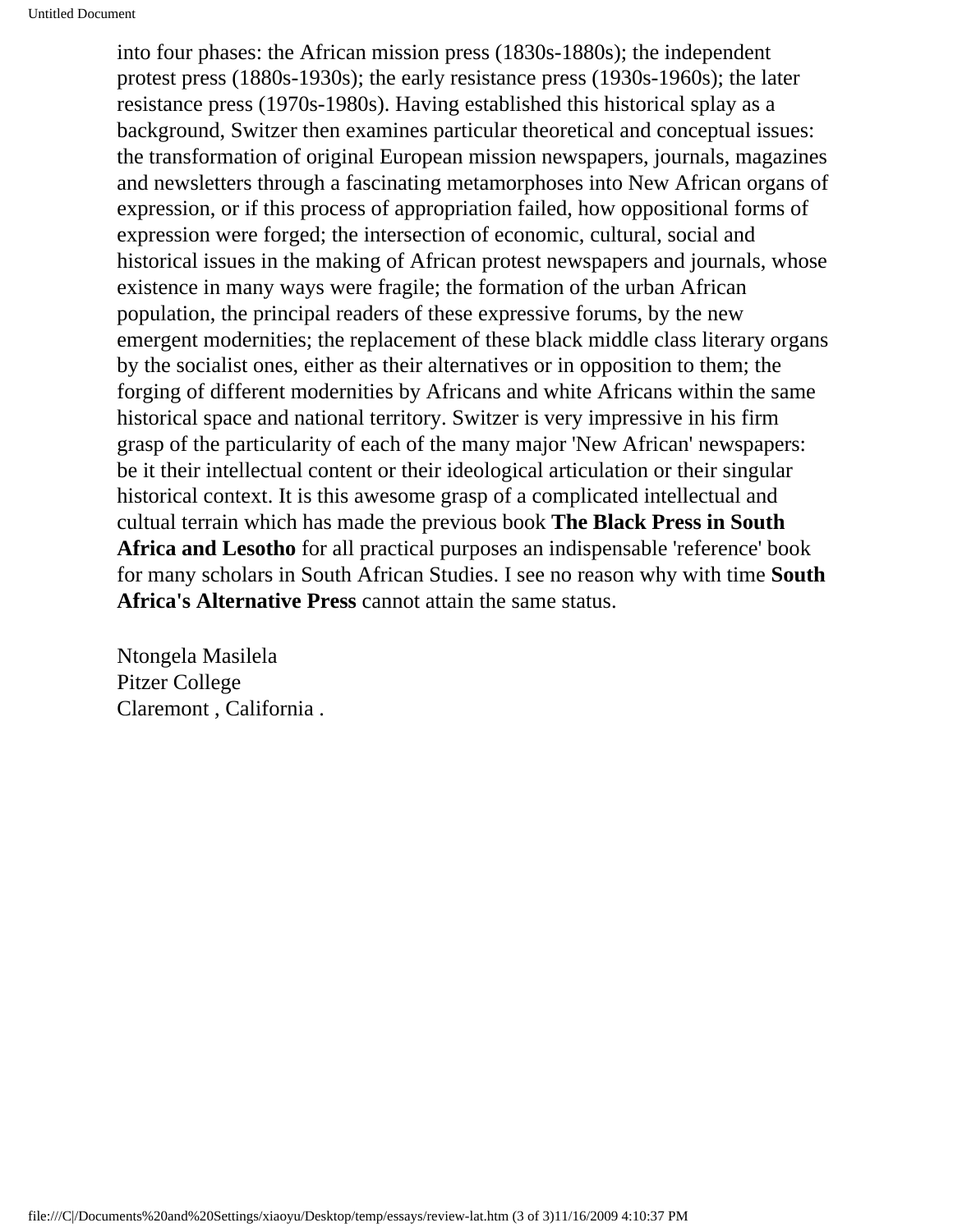into four phases: the African mission press (1830s-1880s); the independent protest press (1880s-1930s); the early resistance press (1930s-1960s); the later resistance press (1970s-1980s). Having established this historical splay as a background, Switzer then examines particular theoretical and conceptual issues: the transformation of original European mission newspapers, journals, magazines and newsletters through a fascinating metamorphoses into New African organs of expression, or if this process of appropriation failed, how oppositional forms of expression were forged; the intersection of economic, cultural, social and historical issues in the making of African protest newspapers and journals, whose existence in many ways were fragile; the formation of the urban African population, the principal readers of these expressive forums, by the new emergent modernities; the replacement of these black middle class literary organs by the socialist ones, either as their alternatives or in opposition to them; the forging of different modernities by Africans and white Africans within the same historical space and national territory. Switzer is very impressive in his firm grasp of the particularity of each of the many major 'New African' newspapers: be it their intellectual content or their ideological articulation or their singular historical context. It is this awesome grasp of a complicated intellectual and cultual terrain which has made the previous book **The Black Press in South Africa and Lesotho** for all practical purposes an indispensable 'reference' book for many scholars in South African Studies. I see no reason why with time **South Africa's Alternative Press** cannot attain the same status.

Ntongela Masilela
Pitzer College
Claremont , California .